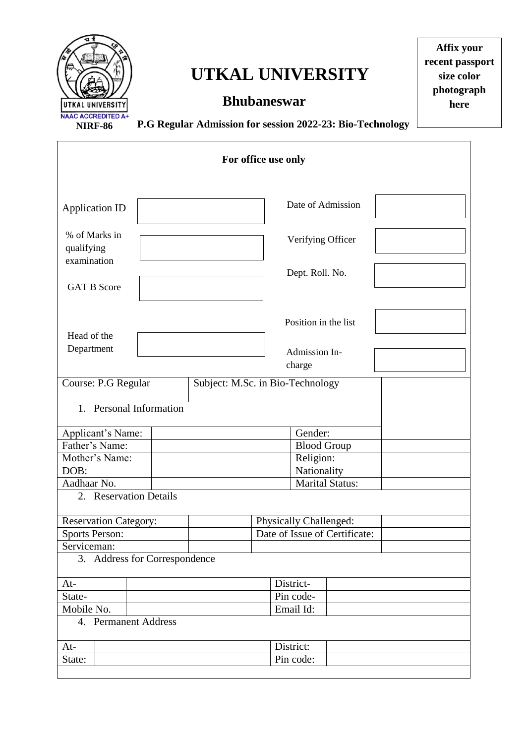UTKAL UNIVERSITY
NAAC ACCREDITED A+
NIRF-86

# UTKAL UNIVERSITY

## Bhubaneswar

**P.G Regular Admission for session 2022-23: Bio-Technology**

**Affix your recent passport size color photograph here**

**For office use only**

| | | | |
|---|---|---|---|
| Application ID | | Date of Admission | |
| % of Marks in qualifying examination | | Verifying Officer | |
| GAT B Score | | Dept. Roll. No. | |
| | | Position in the list | |
| Head of the Department | | Admission In-charge | |

| Course: P.G Regular | Subject: M.Sc. in Bio-Technology |
|---|---|

1. Personal Information

| | | | |
|---|---|---|---|
| Applicant's Name: | | Gender: | |
| Father's Name: | | Blood Group | |
| Mother's Name: | | Religion: | |
| DOB: | | Nationality | |
| Aadhaar No. | | Marital Status: | |

2. Reservation Details

| | | | |
|---|---|---|---|
| Reservation Category: | | Physically Challenged: | |
| Sports Person: | | Date of Issue of Certificate: | |
| Serviceman: | | | |

3. Address for Correspondence

| | | | |
|---|---|---|---|
| At- | | District- | |
| State- | | Pin code- | |
| Mobile No. | | Email Id: | |

4. Permanent Address

| | | | |
|---|---|---|---|
| At- | | District: | |
| State: | | Pin code: | |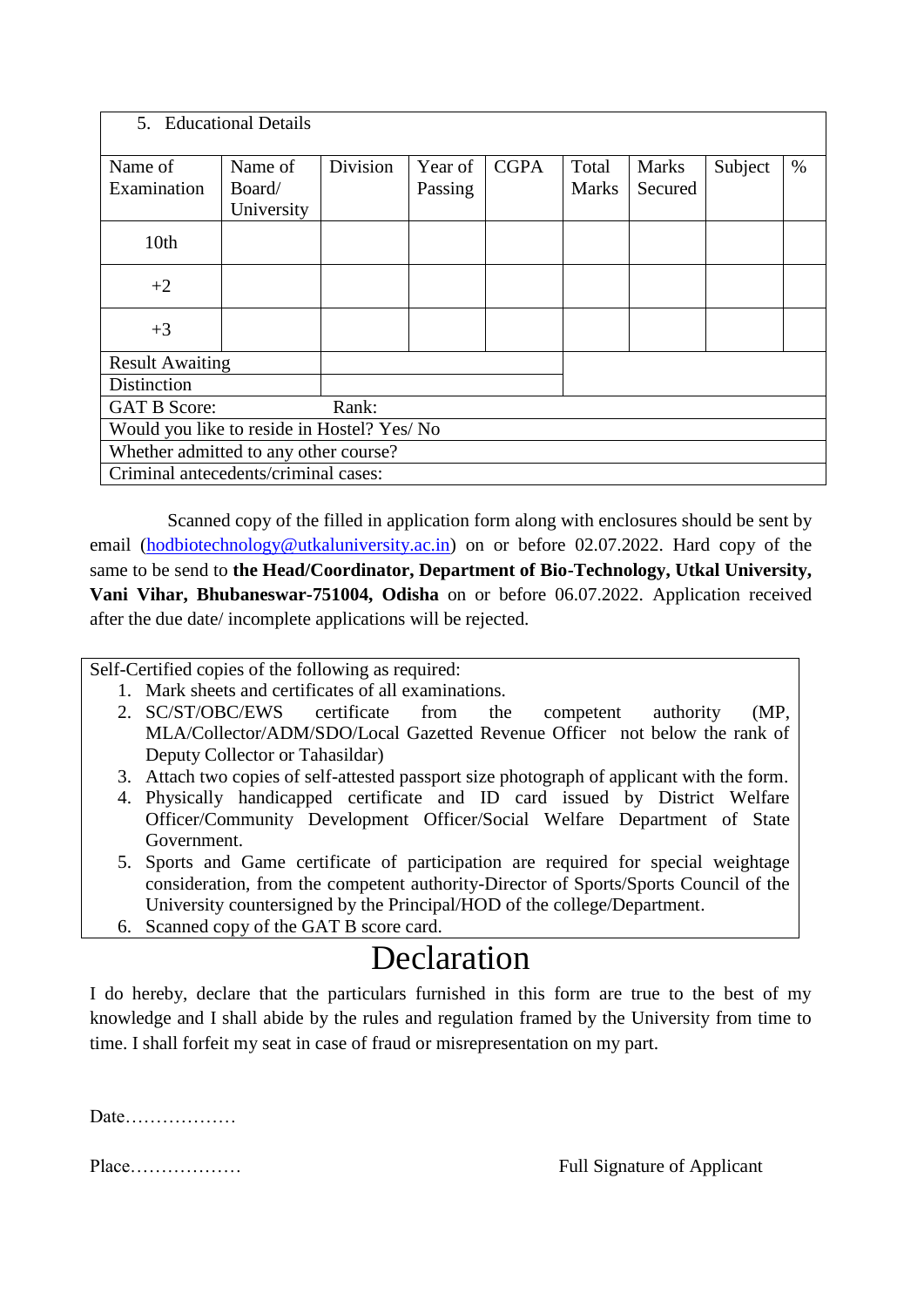| 5. Educational Details | | | | | | | | |
|---|---|---|---|---|---|---|---|---|
| Name of Examination | Name of Board/ University | Division | Year of Passing | CGPA | Total Marks | Marks Secured | Subject | % |
| 10th | | | | | | | | |
| +2 | | | | | | | | |
| +3 | | | | | | | | |
| Result Awaiting | | | | | | | | |
| Distinction | | | | | | | | |
| GAT B Score: | | Rank: | | | | | | |
| Would you like to reside in Hostel? Yes/ No | | | | | | | | |
| Whether admitted to any other course? | | | | | | | | |
| Criminal antecedents/criminal cases: | | | | | | | | |

Scanned copy of the filled in application form along with enclosures should be sent by email (hodbiotechnology@utkaluniversity.ac.in) on or before 02.07.2022. Hard copy of the same to be send to **the Head/Coordinator, Department of Bio-Technology, Utkal University, Vani Vihar, Bhubaneswar-751004, Odisha** on or before 06.07.2022. Application received after the due date/ incomplete applications will be rejected.

Self-Certified copies of the following as required:

1. Mark sheets and certificates of all examinations.
2. SC/ST/OBC/EWS certificate from the competent authority (MP, MLA/Collector/ADM/SDO/Local Gazetted Revenue Officer not below the rank of Deputy Collector or Tahasildar)
3. Attach two copies of self-attested passport size photograph of applicant with the form.
4. Physically handicapped certificate and ID card issued by District Welfare Officer/Community Development Officer/Social Welfare Department of State Government.
5. Sports and Game certificate of participation are required for special weightage consideration, from the competent authority-Director of Sports/Sports Council of the University countersigned by the Principal/HOD of the college/Department.
6. Scanned copy of the GAT B score card.

# Declaration

I do hereby, declare that the particulars furnished in this form are true to the best of my knowledge and I shall abide by the rules and regulation framed by the University from time to time. I shall forfeit my seat in case of fraud or misrepresentation on my part.

Date………………

Place………………

Full Signature of Applicant